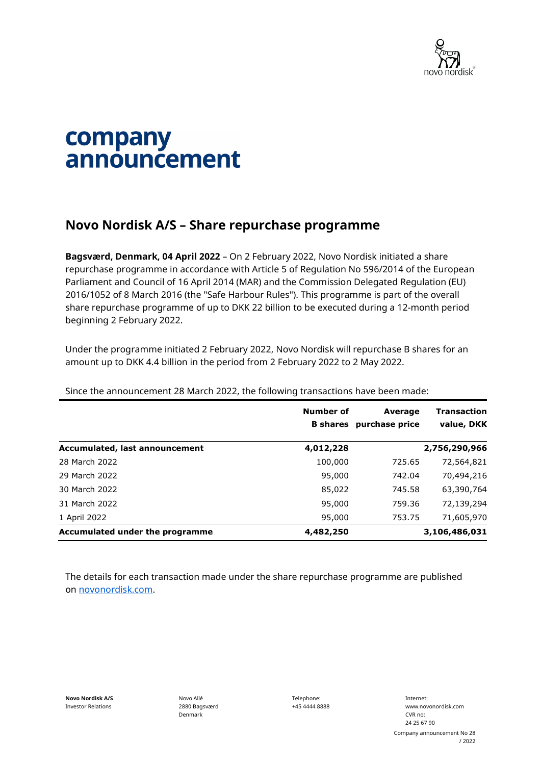# company announcement

## Novo Nordisk A/S – Share repurchase programme

**Bagsværd, Denmark, 04 April 2022** – On 2 February 2022, Novo Nordisk initiated a share repurchase programme in accordance with Article 5 of Regulation No 596/2014 of the European Parliament and Council of 16 April 2014 (MAR) and the Commission Delegated Regulation (EU) 2016/1052 of 8 March 2016 (the "Safe Harbour Rules"). This programme is part of the overall share repurchase programme of up to DKK 22 billion to be executed during a 12-month period beginning 2 February 2022.

Under the programme initiated 2 February 2022, Novo Nordisk will repurchase B shares for an amount up to DKK 4.4 billion in the period from 2 February 2022 to 2 May 2022.

Since the announcement 28 March 2022, the following transactions have been made:

| | Number of B shares | Average purchase price | Transaction value, DKK |
|---|---|---|---|
| **Accumulated, last announcement** | **4,012,228** | | **2,756,290,966** |
| 28 March 2022 | 100,000 | 725.65 | 72,564,821 |
| 29 March 2022 | 95,000 | 742.04 | 70,494,216 |
| 30 March 2022 | 85,022 | 745.58 | 63,390,764 |
| 31 March 2022 | 95,000 | 759.36 | 72,139,294 |
| 1 April 2022 | 95,000 | 753.75 | 71,605,970 |
| **Accumulated under the programme** | **4,482,250** | | **3,106,486,031** |

The details for each transaction made under the share repurchase programme are published on novonordisk.com.

**Novo Nordisk A/S**
Investor Relations

Novo Allé
2880 Bagsværd
Denmark

Telephone:
+45 4444 8888

Internet:
www.novonordisk.com
CVR no:
24 25 67 90

Company announcement No 28 / 2022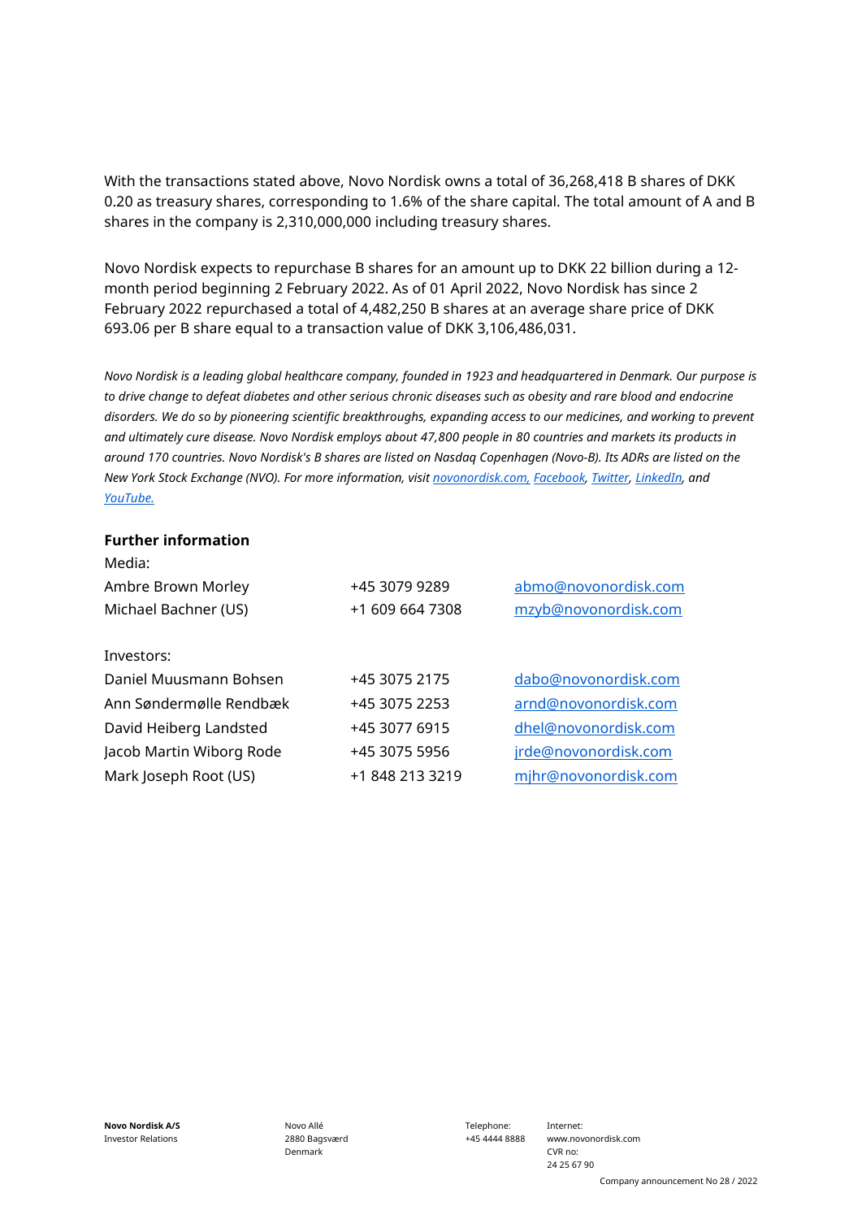With the transactions stated above, Novo Nordisk owns a total of 36,268,418 B shares of DKK 0.20 as treasury shares, corresponding to 1.6% of the share capital. The total amount of A and B shares in the company is 2,310,000,000 including treasury shares.

Novo Nordisk expects to repurchase B shares for an amount up to DKK 22 billion during a 12-month period beginning 2 February 2022. As of 01 April 2022, Novo Nordisk has since 2 February 2022 repurchased a total of 4,482,250 B shares at an average share price of DKK 693.06 per B share equal to a transaction value of DKK 3,106,486,031.

*Novo Nordisk is a leading global healthcare company, founded in 1923 and headquartered in Denmark. Our purpose is to drive change to defeat diabetes and other serious chronic diseases such as obesity and rare blood and endocrine disorders. We do so by pioneering scientific breakthroughs, expanding access to our medicines, and working to prevent and ultimately cure disease. Novo Nordisk employs about 47,800 people in 80 countries and markets its products in around 170 countries. Novo Nordisk's B shares are listed on Nasdaq Copenhagen (Novo-B). Its ADRs are listed on the New York Stock Exchange (NVO). For more information, visit novonordisk.com, Facebook, Twitter, LinkedIn, and YouTube.*

**Further information**

Media:

| | | |
|---|---|---|
| Ambre Brown Morley | +45 3079 9289 | abmo@novonordisk.com |
| Michael Bachner (US) | +1 609 664 7308 | mzyb@novonordisk.com |

Investors:

| | | |
|---|---|---|
| Daniel Muusmann Bohsen | +45 3075 2175 | dabo@novonordisk.com |
| Ann Søndermølle Rendbæk | +45 3075 2253 | arnd@novonordisk.com |
| David Heiberg Landsted | +45 3077 6915 | dhel@novonordisk.com |
| Jacob Martin Wiborg Rode | +45 3075 5956 | jrde@novonordisk.com |
| Mark Joseph Root (US) | +1 848 213 3219 | mjhr@novonordisk.com |

**Novo Nordisk A/S**
Investor Relations

Novo Allé
2880 Bagsværd
Denmark

Telephone:
+45 4444 8888

Internet:
www.novonordisk.com
CVR no:
24 25 67 90

Company announcement No 28 / 2022